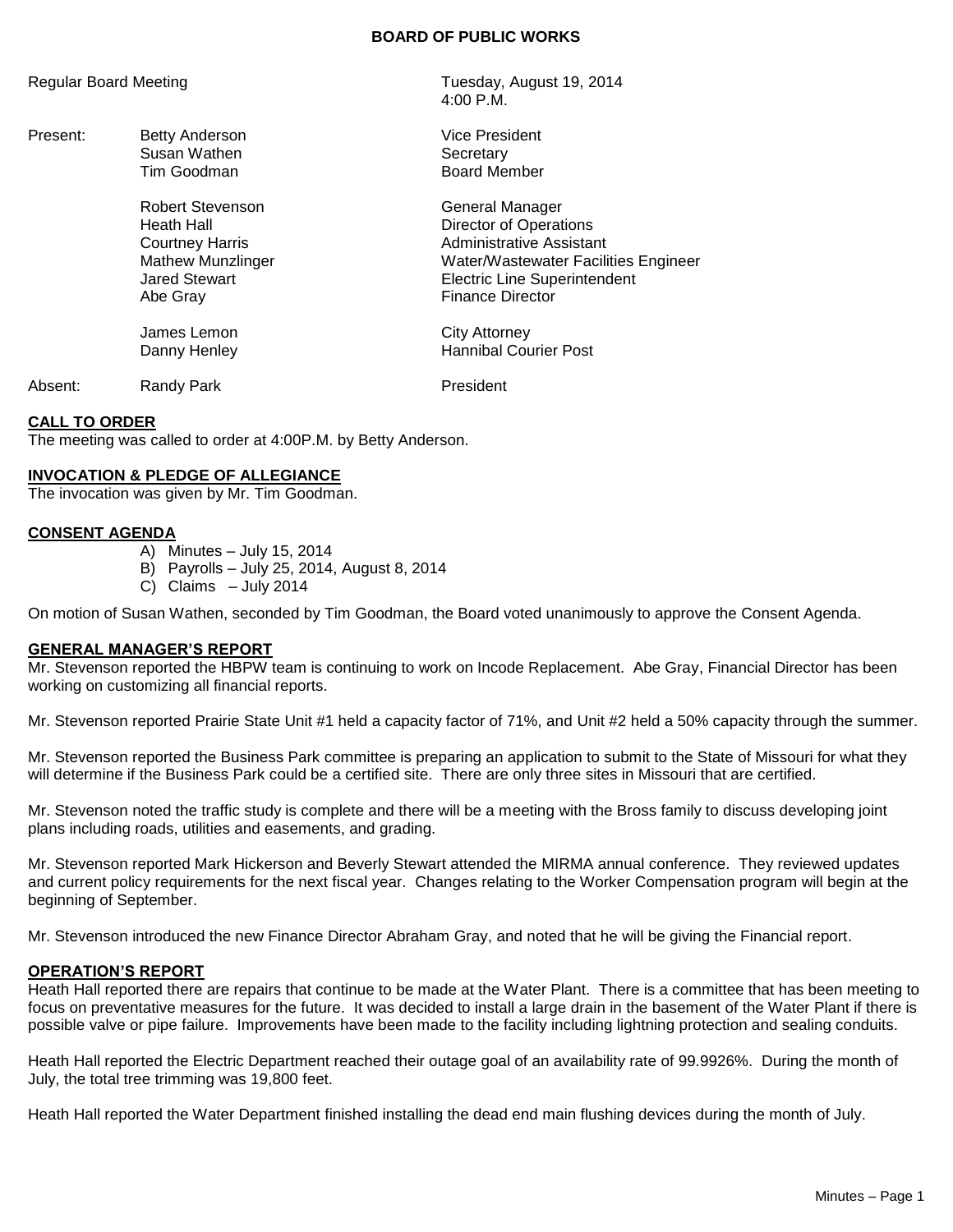# BOARD OF PUBLIC WORKS

| | |
|---|---|
| Regular Board Meeting | Tuesday, August 19, 2014<br>4:00 P.M. |

| | | |
|---|---|---|
| Present: | Betty Anderson | Vice President |
| | Susan Wathen | Secretary |
| | Tim Goodman | Board Member |
| | Robert Stevenson | General Manager |
| | Heath Hall | Director of Operations |
| | Courtney Harris | Administrative Assistant |
| | Mathew Munzlinger | Water/Wastewater Facilities Engineer |
| | Jared Stewart | Electric Line Superintendent |
| | Abe Gray | Finance Director |
| | James Lemon | City Attorney |
| | Danny Henley | Hannibal Courier Post |
| Absent: | Randy Park | President |

## CALL TO ORDER

The meeting was called to order at 4:00P.M. by Betty Anderson.

## INVOCATION & PLEDGE OF ALLEGIANCE

The invocation was given by Mr. Tim Goodman.

## CONSENT AGENDA

A) Minutes – July 15, 2014
B) Payrolls – July 25, 2014, August 8, 2014
C) Claims – July 2014

On motion of Susan Wathen, seconded by Tim Goodman, the Board voted unanimously to approve the Consent Agenda.

## GENERAL MANAGER'S REPORT

Mr. Stevenson reported the HBPW team is continuing to work on Incode Replacement. Abe Gray, Financial Director has been working on customizing all financial reports.

Mr. Stevenson reported Prairie State Unit #1 held a capacity factor of 71%, and Unit #2 held a 50% capacity through the summer.

Mr. Stevenson reported the Business Park committee is preparing an application to submit to the State of Missouri for what they will determine if the Business Park could be a certified site. There are only three sites in Missouri that are certified.

Mr. Stevenson noted the traffic study is complete and there will be a meeting with the Bross family to discuss developing joint plans including roads, utilities and easements, and grading.

Mr. Stevenson reported Mark Hickerson and Beverly Stewart attended the MIRMA annual conference. They reviewed updates and current policy requirements for the next fiscal year. Changes relating to the Worker Compensation program will begin at the beginning of September.

Mr. Stevenson introduced the new Finance Director Abraham Gray, and noted that he will be giving the Financial report.

## OPERATION'S REPORT

Heath Hall reported there are repairs that continue to be made at the Water Plant. There is a committee that has been meeting to focus on preventative measures for the future. It was decided to install a large drain in the basement of the Water Plant if there is possible valve or pipe failure. Improvements have been made to the facility including lightning protection and sealing conduits.

Heath Hall reported the Electric Department reached their outage goal of an availability rate of 99.9926%. During the month of July, the total tree trimming was 19,800 feet.

Heath Hall reported the Water Department finished installing the dead end main flushing devices during the month of July.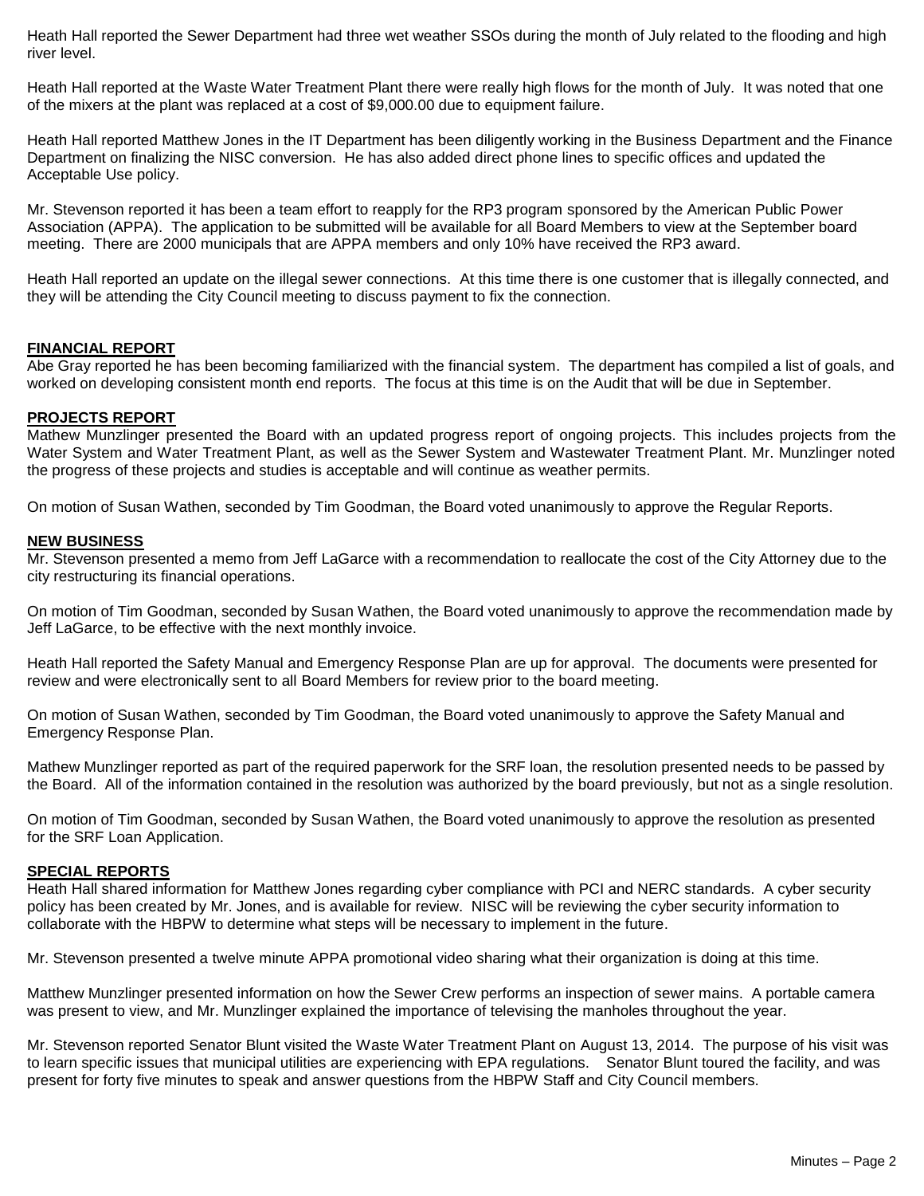Heath Hall reported the Sewer Department had three wet weather SSOs during the month of July related to the flooding and high river level.

Heath Hall reported at the Waste Water Treatment Plant there were really high flows for the month of July. It was noted that one of the mixers at the plant was replaced at a cost of $9,000.00 due to equipment failure.

Heath Hall reported Matthew Jones in the IT Department has been diligently working in the Business Department and the Finance Department on finalizing the NISC conversion. He has also added direct phone lines to specific offices and updated the Acceptable Use policy.

Mr. Stevenson reported it has been a team effort to reapply for the RP3 program sponsored by the American Public Power Association (APPA). The application to be submitted will be available for all Board Members to view at the September board meeting. There are 2000 municipals that are APPA members and only 10% have received the RP3 award.

Heath Hall reported an update on the illegal sewer connections. At this time there is one customer that is illegally connected, and they will be attending the City Council meeting to discuss payment to fix the connection.

## FINANCIAL REPORT

Abe Gray reported he has been becoming familiarized with the financial system. The department has compiled a list of goals, and worked on developing consistent month end reports. The focus at this time is on the Audit that will be due in September.

## PROJECTS REPORT

Mathew Munzlinger presented the Board with an updated progress report of ongoing projects. This includes projects from the Water System and Water Treatment Plant, as well as the Sewer System and Wastewater Treatment Plant. Mr. Munzlinger noted the progress of these projects and studies is acceptable and will continue as weather permits.

On motion of Susan Wathen, seconded by Tim Goodman, the Board voted unanimously to approve the Regular Reports.

## NEW BUSINESS

Mr. Stevenson presented a memo from Jeff LaGarce with a recommendation to reallocate the cost of the City Attorney due to the city restructuring its financial operations.

On motion of Tim Goodman, seconded by Susan Wathen, the Board voted unanimously to approve the recommendation made by Jeff LaGarce, to be effective with the next monthly invoice.

Heath Hall reported the Safety Manual and Emergency Response Plan are up for approval. The documents were presented for review and were electronically sent to all Board Members for review prior to the board meeting.

On motion of Susan Wathen, seconded by Tim Goodman, the Board voted unanimously to approve the Safety Manual and Emergency Response Plan.

Mathew Munzlinger reported as part of the required paperwork for the SRF loan, the resolution presented needs to be passed by the Board. All of the information contained in the resolution was authorized by the board previously, but not as a single resolution.

On motion of Tim Goodman, seconded by Susan Wathen, the Board voted unanimously to approve the resolution as presented for the SRF Loan Application.

## SPECIAL REPORTS

Heath Hall shared information for Matthew Jones regarding cyber compliance with PCI and NERC standards. A cyber security policy has been created by Mr. Jones, and is available for review. NISC will be reviewing the cyber security information to collaborate with the HBPW to determine what steps will be necessary to implement in the future.

Mr. Stevenson presented a twelve minute APPA promotional video sharing what their organization is doing at this time.

Matthew Munzlinger presented information on how the Sewer Crew performs an inspection of sewer mains. A portable camera was present to view, and Mr. Munzlinger explained the importance of televising the manholes throughout the year.

Mr. Stevenson reported Senator Blunt visited the Waste Water Treatment Plant on August 13, 2014. The purpose of his visit was to learn specific issues that municipal utilities are experiencing with EPA regulations. Senator Blunt toured the facility, and was present for forty five minutes to speak and answer questions from the HBPW Staff and City Council members.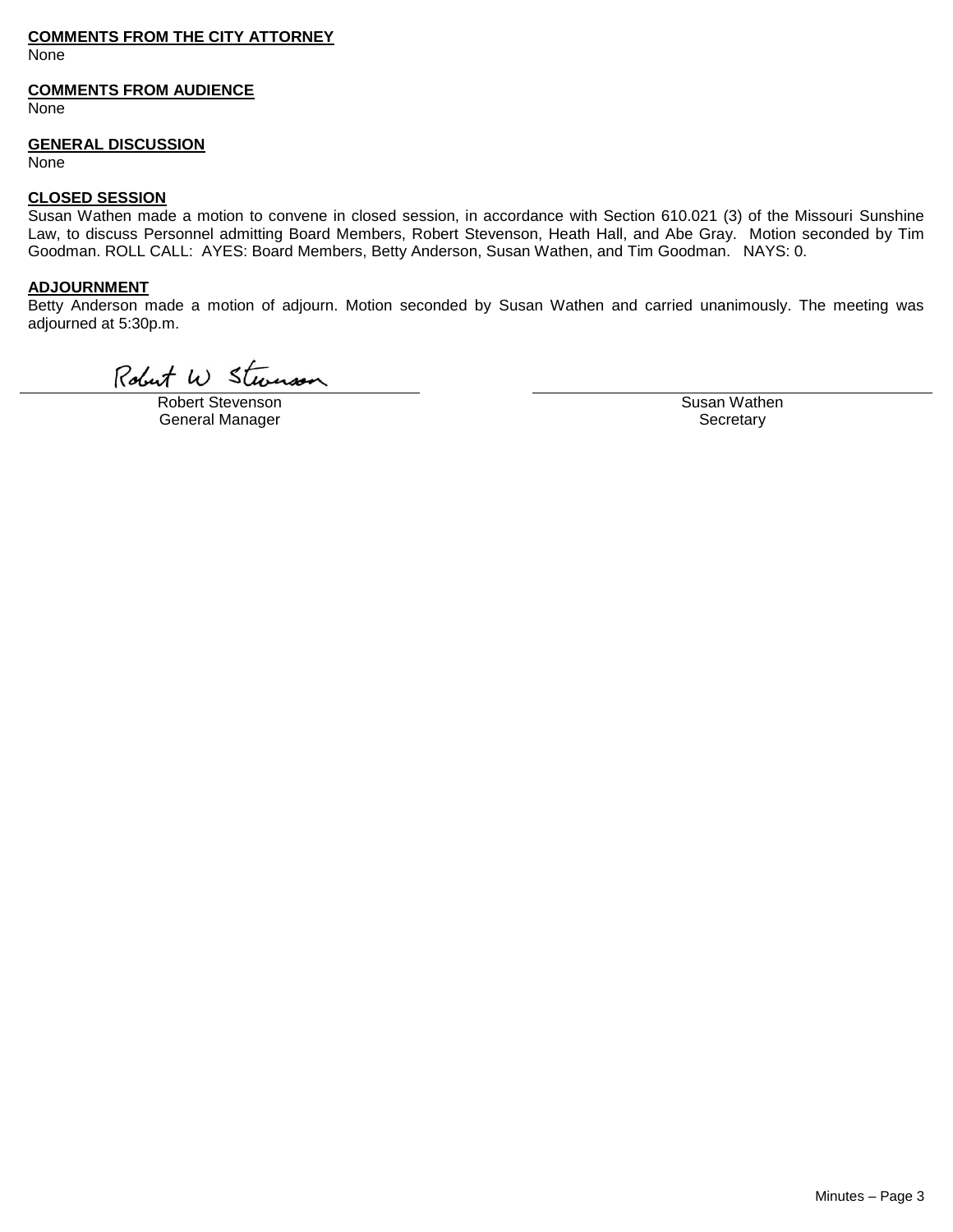**COMMENTS FROM THE CITY ATTORNEY**
None

**COMMENTS FROM AUDIENCE**
None

**GENERAL DISCUSSION**
None

**CLOSED SESSION**
Susan Wathen made a motion to convene in closed session, in accordance with Section 610.021 (3) of the Missouri Sunshine Law, to discuss Personnel admitting Board Members, Robert Stevenson, Heath Hall, and Abe Gray. Motion seconded by Tim Goodman. ROLL CALL: AYES: Board Members, Betty Anderson, Susan Wathen, and Tim Goodman. NAYS: 0.

**ADJOURNMENT**
Betty Anderson made a motion of adjourn. Motion seconded by Susan Wathen and carried unanimously. The meeting was adjourned at 5:30p.m.

Robert W Stevenson

| | |
|---|---|
| Robert Stevenson | Susan Wathen |
| General Manager | Secretary |